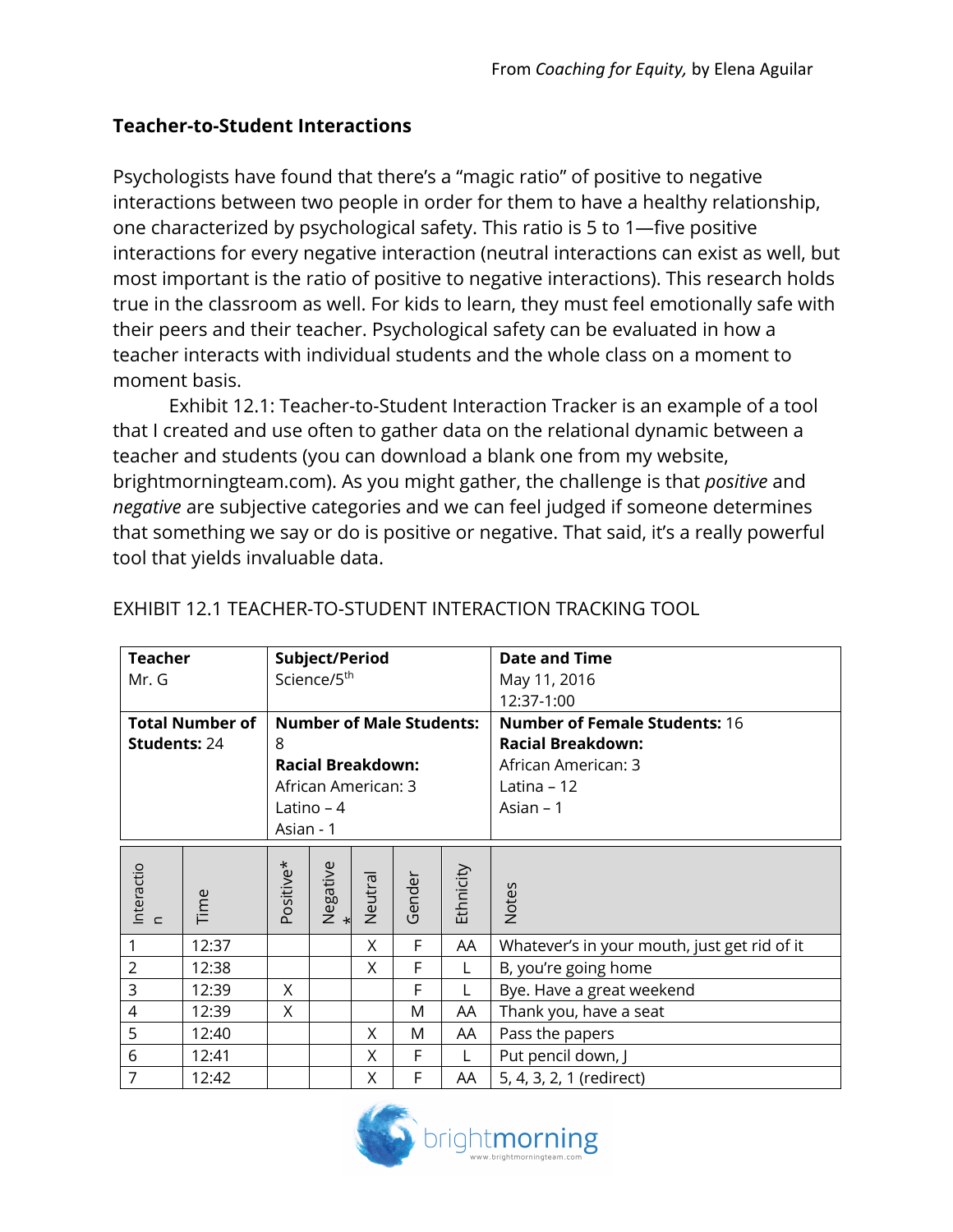From *Coaching for Equity,* by Elena Aguilar

## Teacher-to-Student Interactions

Psychologists have found that there's a "magic ratio" of positive to negative interactions between two people in order for them to have a healthy relationship, one characterized by psychological safety. This ratio is 5 to 1—five positive interactions for every negative interaction (neutral interactions can exist as well, but most important is the ratio of positive to negative interactions). This research holds true in the classroom as well. For kids to learn, they must feel emotionally safe with their peers and their teacher. Psychological safety can be evaluated in how a teacher interacts with individual students and the whole class on a moment to moment basis.

Exhibit 12.1: Teacher-to-Student Interaction Tracker is an example of a tool that I created and use often to gather data on the relational dynamic between a teacher and students (you can download a blank one from my website, brightmorningteam.com). As you might gather, the challenge is that *positive* and *negative* are subjective categories and we can feel judged if someone determines that something we say or do is positive or negative. That said, it's a really powerful tool that yields invaluable data.

EXHIBIT 12.1 TEACHER-TO-STUDENT INTERACTION TRACKING TOOL

| **Teacher**<br>Mr. G | **Subject/Period**<br>Science/5th | **Date and Time**<br>May 11, 2016<br>12:37-1:00 |
|---|---|---|
| **Total Number of Students:** 24 | **Number of Male Students:** 8<br>**Racial Breakdown:**<br>African American: 3<br>Latino – 4<br>Asian - 1 | **Number of Female Students:** 16<br>**Racial Breakdown:**<br>African American: 3<br>Latina – 12<br>Asian – 1 |

| Interaction | Time | Positive* | Negative* | Neutral | Gender | Ethnicity | Notes |
|---|---|---|---|---|---|---|---|
| 1 | 12:37 | | | X | F | AA | Whatever's in your mouth, just get rid of it |
| 2 | 12:38 | | | X | F | L | B, you're going home |
| 3 | 12:39 | X | | | F | L | Bye. Have a great weekend |
| 4 | 12:39 | X | | | M | AA | Thank you, have a seat |
| 5 | 12:40 | | | X | M | AA | Pass the papers |
| 6 | 12:41 | | | X | F | L | Put pencil down, J |
| 7 | 12:42 | | | X | F | AA | 5, 4, 3, 2, 1 (redirect) |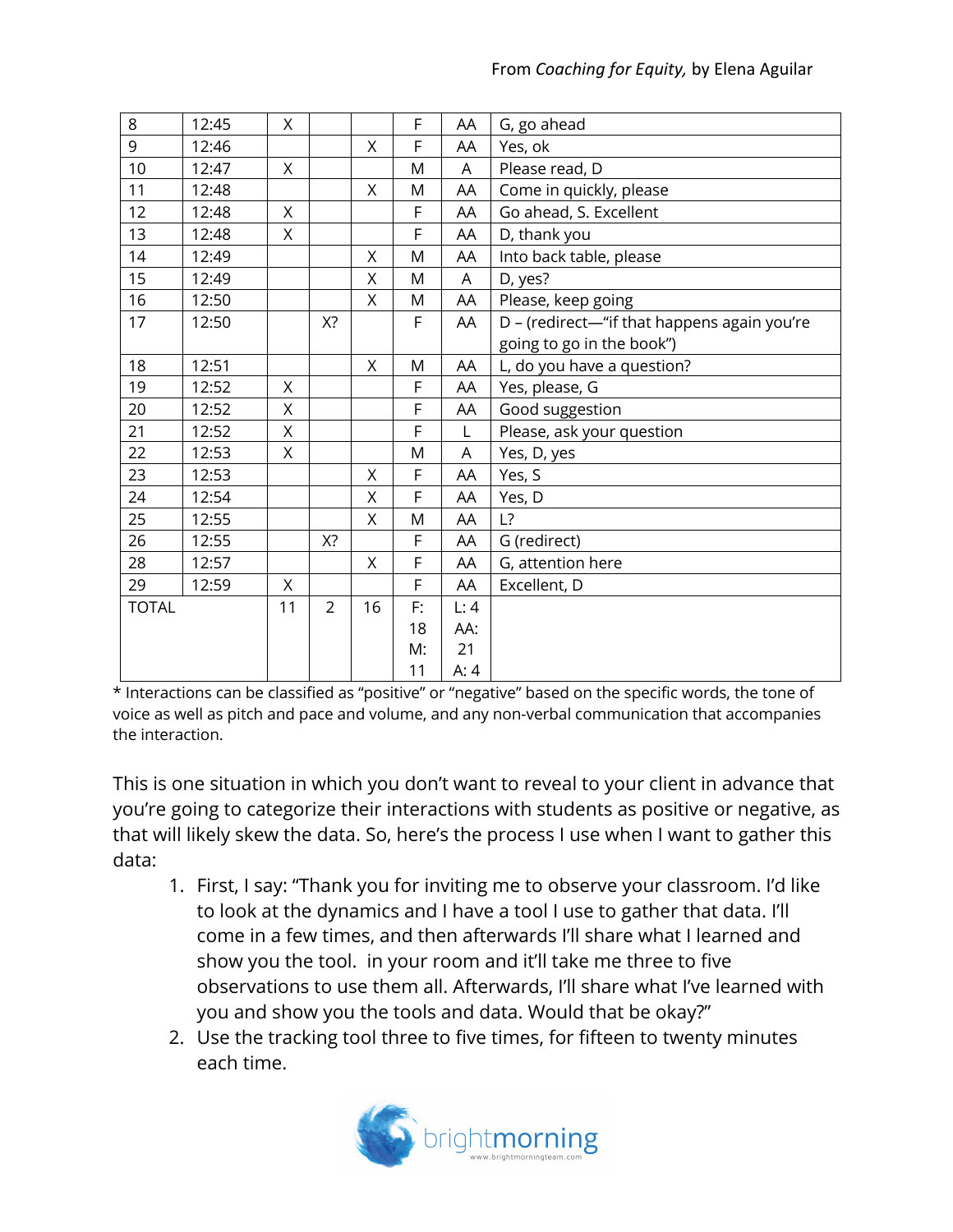| 8 | 12:45 | X | | | F | AA | G, go ahead |
|---|---|---|---|---|---|---|---|
| 9 | 12:46 | | | X | F | AA | Yes, ok |
| 10 | 12:47 | X | | | M | A | Please read, D |
| 11 | 12:48 | | | X | M | AA | Come in quickly, please |
| 12 | 12:48 | X | | | F | AA | Go ahead, S. Excellent |
| 13 | 12:48 | X | | | F | AA | D, thank you |
| 14 | 12:49 | | | X | M | AA | Into back table, please |
| 15 | 12:49 | | | X | M | A | D, yes? |
| 16 | 12:50 | | | X | M | AA | Please, keep going |
| 17 | 12:50 | | X? | | F | AA | D – (redirect—"if that happens again you're going to go in the book") |
| 18 | 12:51 | | | X | M | AA | L, do you have a question? |
| 19 | 12:52 | X | | | F | AA | Yes, please, G |
| 20 | 12:52 | X | | | F | AA | Good suggestion |
| 21 | 12:52 | X | | | F | L | Please, ask your question |
| 22 | 12:53 | X | | | M | A | Yes, D, yes |
| 23 | 12:53 | | | X | F | AA | Yes, S |
| 24 | 12:54 | | | X | F | AA | Yes, D |
| 25 | 12:55 | | | X | M | AA | L? |
| 26 | 12:55 | | X? | | F | AA | G (redirect) |
| 28 | 12:57 | | | X | F | AA | G, attention here |
| 29 | 12:59 | X | | | F | AA | Excellent, D |
| TOTAL | | 11 | 2 | 16 | F: 18 M: 11 | L: 4 AA: 21 A: 4 | |

* Interactions can be classified as "positive" or "negative" based on the specific words, the tone of voice as well as pitch and pace and volume, and any non-verbal communication that accompanies the interaction.

This is one situation in which you don't want to reveal to your client in advance that you're going to categorize their interactions with students as positive or negative, as that will likely skew the data. So, here's the process I use when I want to gather this data:

1. First, I say: "Thank you for inviting me to observe your classroom. I'd like to look at the dynamics and I have a tool I use to gather that data. I'll come in a few times, and then afterwards I'll share what I learned and show you the tool.  in your room and it'll take me three to five observations to use them all. Afterwards, I'll share what I've learned with you and show you the tools and data. Would that be okay?"
2. Use the tracking tool three to five times, for fifteen to twenty minutes each time.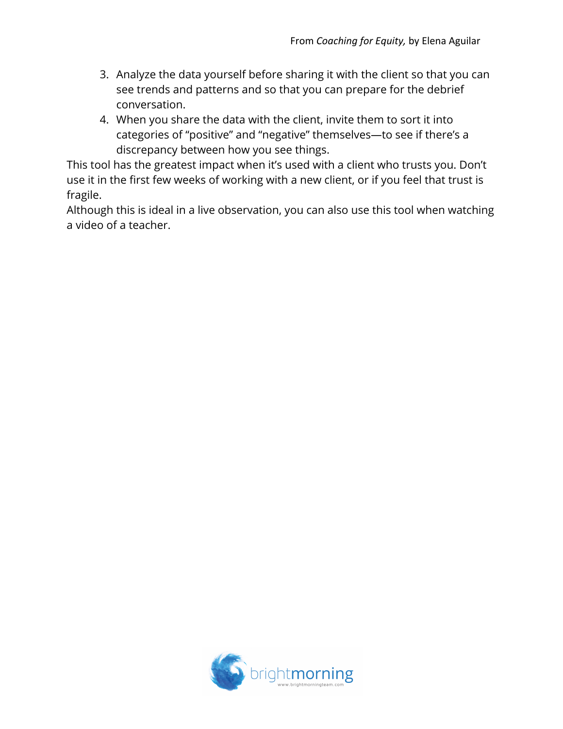3. Analyze the data yourself before sharing it with the client so that you can see trends and patterns and so that you can prepare for the debrief conversation.
4. When you share the data with the client, invite them to sort it into categories of "positive" and "negative" themselves—to see if there's a discrepancy between how you see things.

This tool has the greatest impact when it's used with a client who trusts you. Don't use it in the first few weeks of working with a new client, or if you feel that trust is fragile.

Although this is ideal in a live observation, you can also use this tool when watching a video of a teacher.